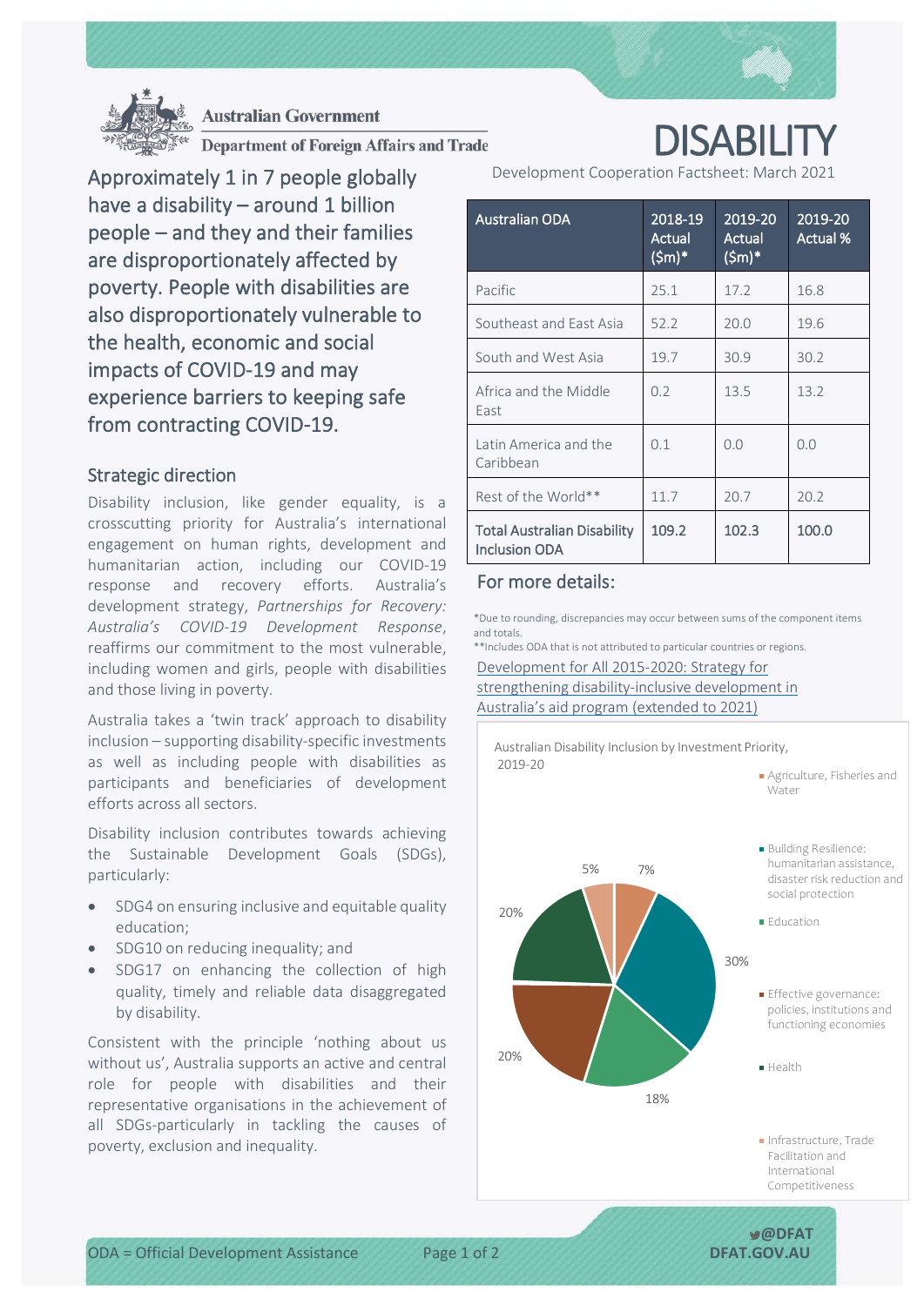Australian Government

Department of Foreign Affairs and Trade

# DISABILITY

Development Cooperation Factsheet: March 2021

## Approximately 1 in 7 people globally have a disability – around 1 billion people – and they and their families are disproportionately affected by poverty. People with disabilities are also disproportionately vulnerable to the health, economic and social impacts of COVID-19 and may experience barriers to keeping safe from contracting COVID-19.

## Strategic direction

Disability inclusion, like gender equality, is a crosscutting priority for Australia's international engagement on human rights, development and humanitarian action, including our COVID-19 response and recovery efforts. Australia's development strategy, *Partnerships for Recovery: Australia's COVID-19 Development Response*, reaffirms our commitment to the most vulnerable, including women and girls, people with disabilities and those living in poverty.

Australia takes a 'twin track' approach to disability inclusion – supporting disability-specific investments as well as including people with disabilities as participants and beneficiaries of development efforts across all sectors.

Disability inclusion contributes towards achieving the Sustainable Development Goals (SDGs), particularly:

- SDG4 on ensuring inclusive and equitable quality education;
- SDG10 on reducing inequality; and
- SDG17 on enhancing the collection of high quality, timely and reliable data disaggregated by disability.

Consistent with the principle 'nothing about us without us', Australia supports an active and central role for people with disabilities and their representative organisations in the achievement of all SDGs-particularly in tackling the causes of poverty, exclusion and inequality.

| Australian ODA | 2018-19 Actual ($m)* | 2019-20 Actual ($m)* | 2019-20 Actual % |
|---|---|---|---|
| Pacific | 25.1 | 17.2 | 16.8 |
| Southeast and East Asia | 52.2 | 20.0 | 19.6 |
| South and West Asia | 19.7 | 30.9 | 30.2 |
| Africa and the Middle East | 0.2 | 13.5 | 13.2 |
| Latin America and the Caribbean | 0.1 | 0.0 | 0.0 |
| Rest of the World** | 11.7 | 20.7 | 20.2 |
| **Total Australian Disability Inclusion ODA** | **109.2** | **102.3** | **100.0** |

## For more details:

*Due to rounding, discrepancies may occur between sums of the component items and totals.

**Includes ODA that is not attributed to particular countries or regions.

[Development for All 2015-2020: Strategy for strengthening disability-inclusive development in Australia's aid program (extended to 2021)]

Australian Disability Inclusion by Investment Priority, 2019-20

- Agriculture, Fisheries and Water: 7%
- Building Resilience: humanitarian assistance, disaster risk reduction and social protection: 30%
- Education: 18%
- Effective governance: policies, institutions and functioning economies: 20%
- Health: 20%
- Infrastructure, Trade Facilitation and International Competitiveness: 5%

ODA = Official Development Assistance

@DFAT
DFAT.GOV.AU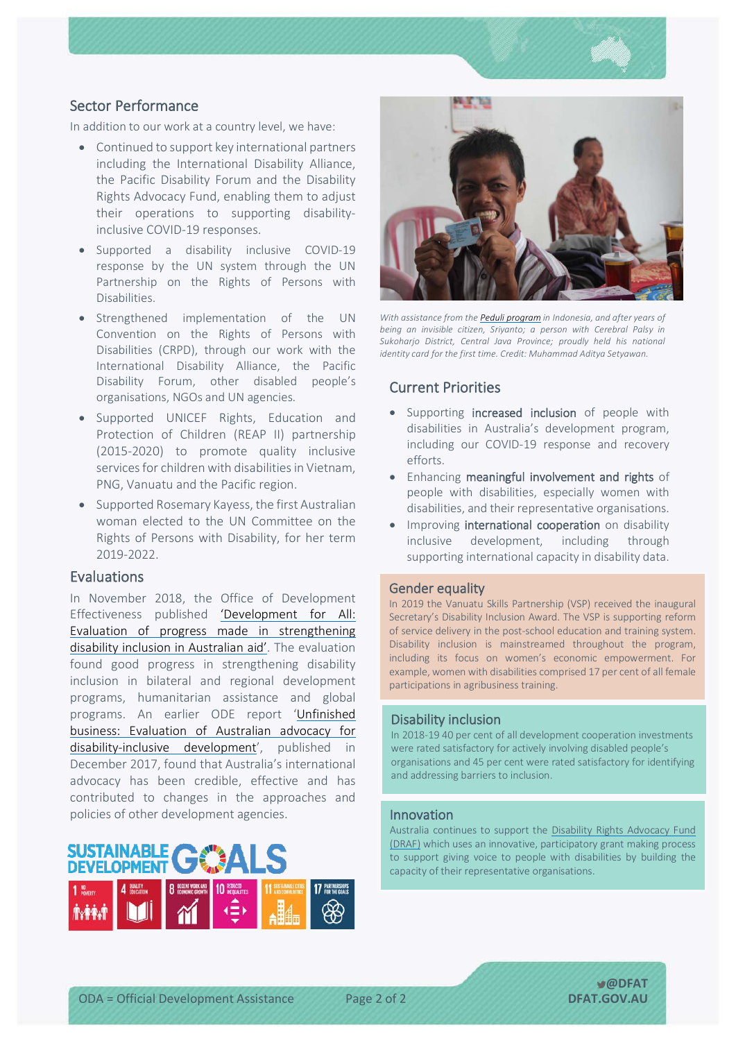## Sector Performance

In addition to our work at a country level, we have:

- Continued to support key international partners including the International Disability Alliance, the Pacific Disability Forum and the Disability Rights Advocacy Fund, enabling them to adjust their operations to supporting disability-inclusive COVID-19 responses.
- Supported a disability inclusive COVID-19 response by the UN system through the UN Partnership on the Rights of Persons with Disabilities.
- Strengthened implementation of the UN Convention on the Rights of Persons with Disabilities (CRPD), through our work with the International Disability Alliance, the Pacific Disability Forum, other disabled people's organisations, NGOs and UN agencies.
- Supported UNICEF Rights, Education and Protection of Children (REAP II) partnership (2015-2020) to promote quality inclusive services for children with disabilities in Vietnam, PNG, Vanuatu and the Pacific region.
- Supported Rosemary Kayess, the first Australian woman elected to the UN Committee on the Rights of Persons with Disability, for her term 2019-2022.

## Evaluations

In November 2018, the Office of Development Effectiveness published 'Development for All: Evaluation of progress made in strengthening disability inclusion in Australian aid'. The evaluation found good progress in strengthening disability inclusion in bilateral and regional development programs, humanitarian assistance and global programs. An earlier ODE report 'Unfinished business: Evaluation of Australian advocacy for disability-inclusive development', published in December 2017, found that Australia's international advocacy has been credible, effective and has contributed to changes in the approaches and policies of other development agencies.

SUSTAINABLE DEVELOPMENT GOALS

1 NO POVERTY | 4 QUALITY EDUCATION | 8 DECENT WORK AND ECONOMIC GROWTH | 10 REDUCED INEQUALITIES | 11 SUSTAINABLE CITIES AND COMMUNITIES | 17 PARTNERSHIPS FOR THE GOALS

*With assistance from the Peduli program in Indonesia, and after years of being an invisible citizen, Sriyanto; a person with Cerebral Palsy in Sukoharjo District, Central Java Province; proudly held his national identity card for the first time. Credit: Muhammad Aditya Setyawan.*

## Current Priorities

- Supporting **increased inclusion** of people with disabilities in Australia's development program, including our COVID-19 response and recovery efforts.
- Enhancing **meaningful involvement and rights** of people with disabilities, especially women with disabilities, and their representative organisations.
- Improving **international cooperation** on disability inclusive development, including through supporting international capacity in disability data.

### Gender equality

In 2019 the Vanuatu Skills Partnership (VSP) received the inaugural Secretary's Disability Inclusion Award. The VSP is supporting reform of service delivery in the post-school education and training system. Disability inclusion is mainstreamed throughout the program, including its focus on women's economic empowerment. For example, women with disabilities comprised 17 per cent of all female participations in agribusiness training.

### Disability inclusion

In 2018-19 40 per cent of all development cooperation investments were rated satisfactory for actively involving disabled people's organisations and 45 per cent were rated satisfactory for identifying and addressing barriers to inclusion.

### Innovation

Australia continues to support the Disability Rights Advocacy Fund (DRAF) which uses an innovative, participatory grant making process to support giving voice to people with disabilities by building the capacity of their representative organisations.

ODA = Official Development Assistance